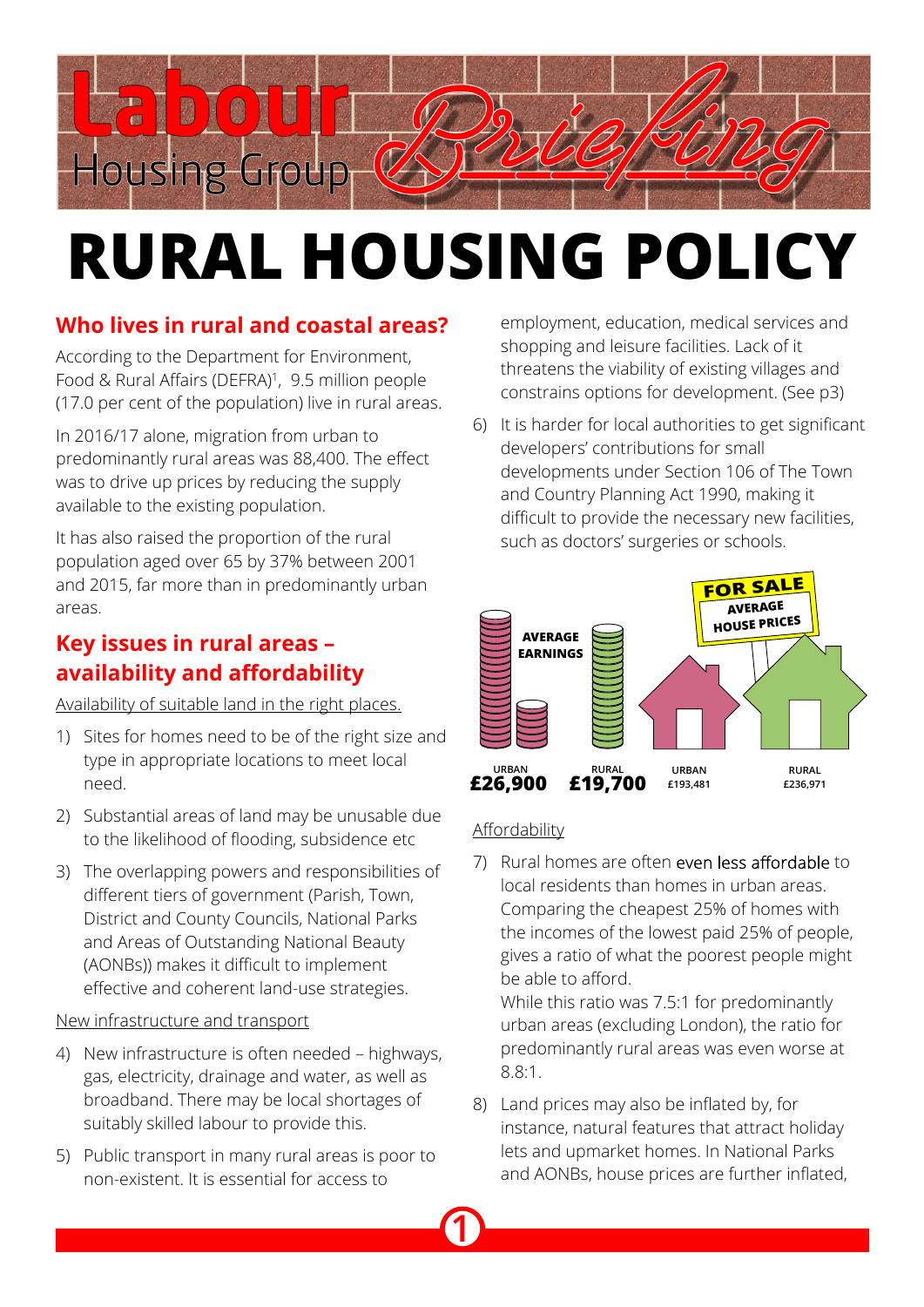Labour Housing Group Briefing

# RURAL HOUSING POLICY

## Who lives in rural and coastal areas?

According to the Department for Environment, Food & Rural Affairs (DEFRA)[1], 9.5 million people (17.0 per cent of the population) live in rural areas.

In 2016/17 alone, migration from urban to predominantly rural areas was 88,400. The effect was to drive up prices by reducing the supply available to the existing population.

It has also raised the proportion of the rural population aged over 65 by 37% between 2001 and 2015, far more than in predominantly urban areas.

## Key issues in rural areas – availability and affordability

Availability of suitable land in the right places.

1) Sites for homes need to be of the right size and type in appropriate locations to meet local need.
2) Substantial areas of land may be unusable due to the likelihood of flooding, subsidence etc
3) The overlapping powers and responsibilities of different tiers of government (Parish, Town, District and County Councils, National Parks and Areas of Outstanding National Beauty (AONBs)) makes it difficult to implement effective and coherent land-use strategies.

New infrastructure and transport

4) New infrastructure is often needed – highways, gas, electricity, drainage and water, as well as broadband. There may be local shortages of suitably skilled labour to provide this.
5) Public transport in many rural areas is poor to non-existent. It is essential for access to employment, education, medical services and shopping and leisure facilities. Lack of it threatens the viability of existing villages and constrains options for development. (See p3)
6) It is harder for local authorities to get significant developers' contributions for small developments under Section 106 of The Town and Country Planning Act 1990, making it difficult to provide the necessary new facilities, such as doctors' surgeries or schools.

| | URBAN | RURAL |
|---|---|---|
| AVERAGE EARNINGS | £26,900 | £19,700 |
| AVERAGE HOUSE PRICES | £193,481 | £236,971 |

Affordability

7) Rural homes are often even less affordable to local residents than homes in urban areas. Comparing the cheapest 25% of homes with the incomes of the lowest paid 25% of people, gives a ratio of what the poorest people might be able to afford.
While this ratio was 7.5:1 for predominantly urban areas (excluding London), the ratio for predominantly rural areas was even worse at 8.8:1.
8) Land prices may also be inflated by, for instance, natural features that attract holiday lets and upmarket homes. In National Parks and AONBs, house prices are further inflated,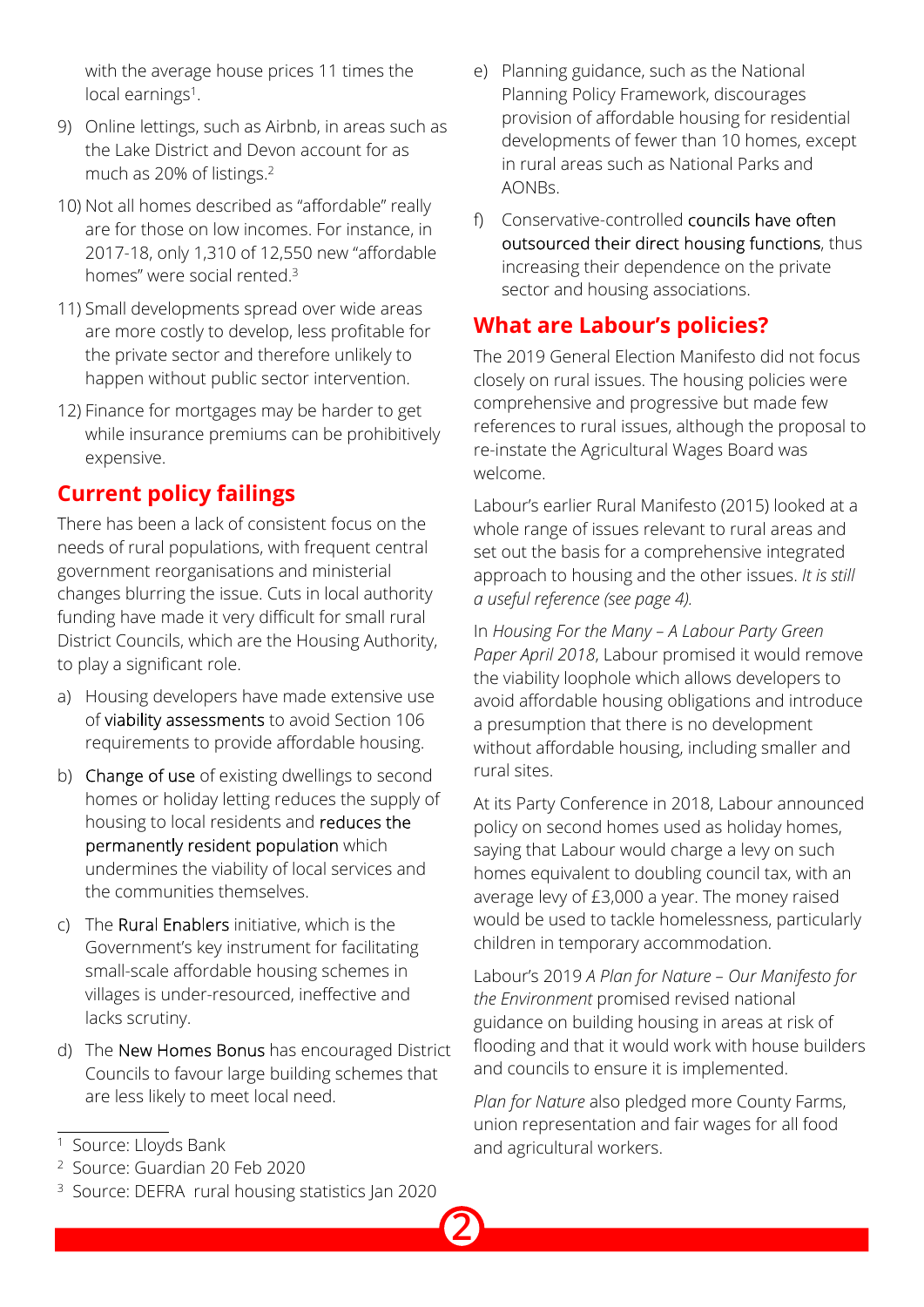with the average house prices 11 times the local earnings[1].

9) Online lettings, such as Airbnb, in areas such as the Lake District and Devon account for as much as 20% of listings.[2]
10) Not all homes described as "affordable" really are for those on low incomes. For instance, in 2017-18, only 1,310 of 12,550 new "affordable homes" were social rented.[3]
11) Small developments spread over wide areas are more costly to develop, less profitable for the private sector and therefore unlikely to happen without public sector intervention.
12) Finance for mortgages may be harder to get while insurance premiums can be prohibitively expensive.

## Current policy failings

There has been a lack of consistent focus on the needs of rural populations, with frequent central government reorganisations and ministerial changes blurring the issue. Cuts in local authority funding have made it very difficult for small rural District Councils, which are the Housing Authority, to play a significant role.

a) Housing developers have made extensive use of viability assessments to avoid Section 106 requirements to provide affordable housing.
b) Change of use of existing dwellings to second homes or holiday letting reduces the supply of housing to local residents and reduces the permanently resident population which undermines the viability of local services and the communities themselves.
c) The Rural Enablers initiative, which is the Government's key instrument for facilitating small-scale affordable housing schemes in villages is under-resourced, ineffective and lacks scrutiny.
d) The New Homes Bonus has encouraged District Councils to favour large building schemes that are less likely to meet local need.
e) Planning guidance, such as the National Planning Policy Framework, discourages provision of affordable housing for residential developments of fewer than 10 homes, except in rural areas such as National Parks and AONBs.
f) Conservative-controlled councils have often outsourced their direct housing functions, thus increasing their dependence on the private sector and housing associations.

## What are Labour's policies?

The 2019 General Election Manifesto did not focus closely on rural issues. The housing policies were comprehensive and progressive but made few references to rural issues, although the proposal to re-instate the Agricultural Wages Board was welcome.

Labour's earlier Rural Manifesto (2015) looked at a whole range of issues relevant to rural areas and set out the basis for a comprehensive integrated approach to housing and the other issues. *It is still a useful reference (see page 4).*

In *Housing For the Many – A Labour Party Green Paper April 2018*, Labour promised it would remove the viability loophole which allows developers to avoid affordable housing obligations and introduce a presumption that there is no development without affordable housing, including smaller and rural sites.

At its Party Conference in 2018, Labour announced policy on second homes used as holiday homes, saying that Labour would charge a levy on such homes equivalent to doubling council tax, with an average levy of £3,000 a year. The money raised would be used to tackle homelessness, particularly children in temporary accommodation.

Labour's 2019 *A Plan for Nature – Our Manifesto for the Environment* promised revised national guidance on building housing in areas at risk of flooding and that it would work with house builders and councils to ensure it is implemented.

*Plan for Nature* also pledged more County Farms, union representation and fair wages for all food and agricultural workers.

---

[1] Source: Lloyds Bank
[2] Source: Guardian 20 Feb 2020
[3] Source: DEFRA rural housing statistics Jan 2020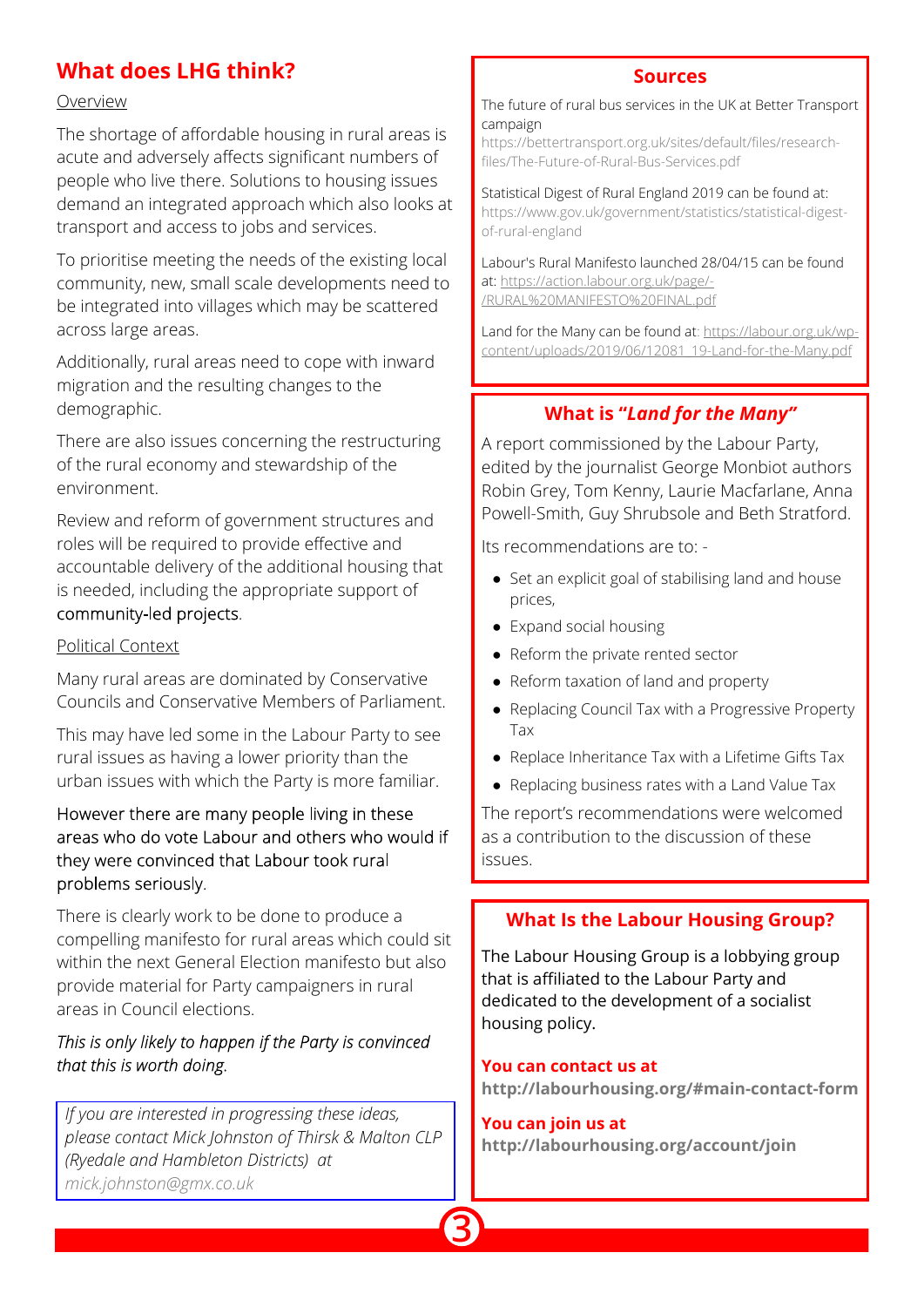## What does LHG think?

Overview

The shortage of affordable housing in rural areas is acute and adversely affects significant numbers of people who live there. Solutions to housing issues demand an integrated approach which also looks at transport and access to jobs and services.

To prioritise meeting the needs of the existing local community, new, small scale developments need to be integrated into villages which may be scattered across large areas.

Additionally, rural areas need to cope with inward migration and the resulting changes to the demographic.

There are also issues concerning the restructuring of the rural economy and stewardship of the environment.

Review and reform of government structures and roles will be required to provide effective and accountable delivery of the additional housing that is needed, including the appropriate support of community-led projects.

Political Context

Many rural areas are dominated by Conservative Councils and Conservative Members of Parliament.

This may have led some in the Labour Party to see rural issues as having a lower priority than the urban issues with which the Party is more familiar.

However there are many people living in these areas who do vote Labour and others who would if they were convinced that Labour took rural problems seriously.

There is clearly work to be done to produce a compelling manifesto for rural areas which could sit within the next General Election manifesto but also provide material for Party campaigners in rural areas in Council elections.

*This is only likely to happen if the Party is convinced that this is worth doing.*

*If you are interested in progressing these ideas, please contact Mick Johnston of Thirsk & Malton CLP (Ryedale and Hambleton Districts) at mick.johnston@gmx.co.uk*

### Sources

The future of rural bus services in the UK at Better Transport campaign https://bettertransport.org.uk/sites/default/files/research-files/The-Future-of-Rural-Bus-Services.pdf

Statistical Digest of Rural England 2019 can be found at: https://www.gov.uk/government/statistics/statistical-digest-of-rural-england

Labour's Rural Manifesto launched 28/04/15 can be found at: https://action.labour.org.uk/page/-/RURAL%20MANIFESTO%20FINAL.pdf

Land for the Many can be found at: https://labour.org.uk/wp-content/uploads/2019/06/12081_19-Land-for-the-Many.pdf

### What is "*Land for the Many*"

A report commissioned by the Labour Party, edited by the journalist George Monbiot authors Robin Grey, Tom Kenny, Laurie Macfarlane, Anna Powell-Smith, Guy Shrubsole and Beth Stratford.

Its recommendations are to: -

- Set an explicit goal of stabilising land and house prices,
- Expand social housing
- Reform the private rented sector
- Reform taxation of land and property
- Replacing Council Tax with a Progressive Property Tax
- Replace Inheritance Tax with a Lifetime Gifts Tax
- Replacing business rates with a Land Value Tax

The report's recommendations were welcomed as a contribution to the discussion of these issues.

### What Is the Labour Housing Group?

The Labour Housing Group is a lobbying group that is affiliated to the Labour Party and dedicated to the development of a socialist housing policy.

**You can contact us at**
**http://labourhousing.org/#main-contact-form**

**You can join us at**
**http://labourhousing.org/account/join**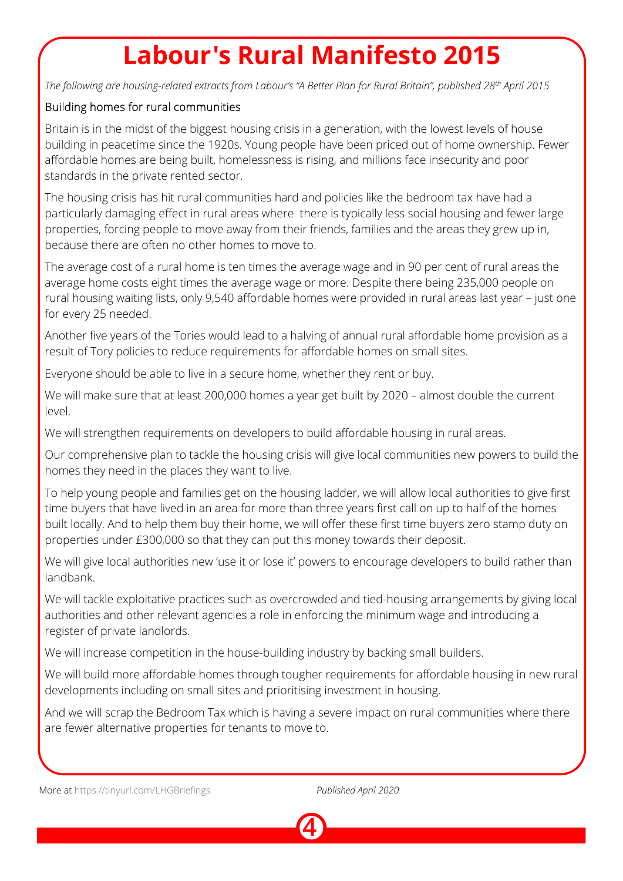# Labour's Rural Manifesto 2015

*The following are housing-related extracts from Labour's "A Better Plan for Rural Britain", published 28th April 2015*

## Building homes for rural communities

Britain is in the midst of the biggest housing crisis in a generation, with the lowest levels of house building in peacetime since the 1920s. Young people have been priced out of home ownership. Fewer affordable homes are being built, homelessness is rising, and millions face insecurity and poor standards in the private rented sector.

The housing crisis has hit rural communities hard and policies like the bedroom tax have had a particularly damaging effect in rural areas where there is typically less social housing and fewer large properties, forcing people to move away from their friends, families and the areas they grew up in, because there are often no other homes to move to.

The average cost of a rural home is ten times the average wage and in 90 per cent of rural areas the average home costs eight times the average wage or more. Despite there being 235,000 people on rural housing waiting lists, only 9,540 affordable homes were provided in rural areas last year – just one for every 25 needed.

Another five years of the Tories would lead to a halving of annual rural affordable home provision as a result of Tory policies to reduce requirements for affordable homes on small sites.

Everyone should be able to live in a secure home, whether they rent or buy.

We will make sure that at least 200,000 homes a year get built by 2020 – almost double the current level.

We will strengthen requirements on developers to build affordable housing in rural areas.

Our comprehensive plan to tackle the housing crisis will give local communities new powers to build the homes they need in the places they want to live.

To help young people and families get on the housing ladder, we will allow local authorities to give first time buyers that have lived in an area for more than three years first call on up to half of the homes built locally. And to help them buy their home, we will offer these first time buyers zero stamp duty on properties under £300,000 so that they can put this money towards their deposit.

We will give local authorities new 'use it or lose it' powers to encourage developers to build rather than landbank.

We will tackle exploitative practices such as overcrowded and tied-housing arrangements by giving local authorities and other relevant agencies a role in enforcing the minimum wage and introducing a register of private landlords.

We will increase competition in the house-building industry by backing small builders.

We will build more affordable homes through tougher requirements for affordable housing in new rural developments including on small sites and prioritising investment in housing.

And we will scrap the Bedroom Tax which is having a severe impact on rural communities where there are fewer alternative properties for tenants to move to.

More at https://tinyurl.com/LHGBriefings

*Published April 2020*